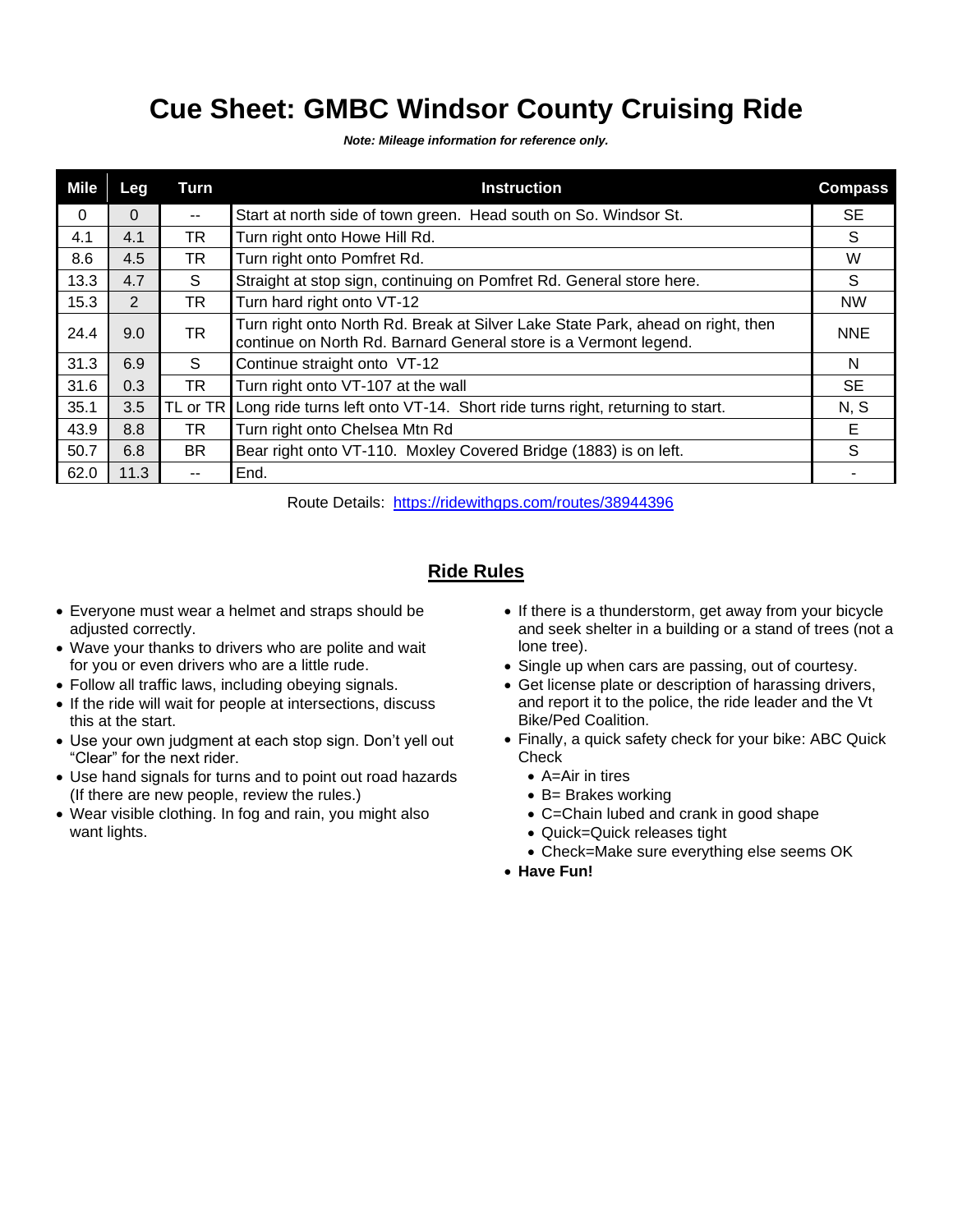# Cue Sheet: GMBC Windsor County Cruising Ride

***Note: Mileage information for reference only.***

| Mile | Leg | Turn | Instruction | Compass |
|---|---|---|---|---|
| 0 | 0 | -- | Start at north side of town green.  Head south on So. Windsor St. | SE |
| 4.1 | 4.1 | TR | Turn right onto Howe Hill Rd. | S |
| 8.6 | 4.5 | TR | Turn right onto Pomfret Rd. | W |
| 13.3 | 4.7 | S | Straight at stop sign, continuing on Pomfret Rd. General store here. | S |
| 15.3 | 2 | TR | Turn hard right onto VT-12 | NW |
| 24.4 | 9.0 | TR | Turn right onto North Rd. Break at Silver Lake State Park, ahead on right, then continue on North Rd. Barnard General store is a Vermont legend. | NNE |
| 31.3 | 6.9 | S | Continue straight onto  VT-12 | N |
| 31.6 | 0.3 | TR | Turn right onto VT-107 at the wall | SE |
| 35.1 | 3.5 | TL or TR | Long ride turns left onto VT-14.  Short ride turns right, returning to start. | N, S |
| 43.9 | 8.8 | TR | Turn right onto Chelsea Mtn Rd | E |
| 50.7 | 6.8 | BR | Bear right onto VT-110.  Moxley Covered Bridge (1883) is on left. | S |
| 62.0 | 11.3 | -- | End. | - |

Route Details:  [https://ridewithgps.com/routes/38944396](https://ridewithgps.com/routes/38944396)

## Ride Rules

- Everyone must wear a helmet and straps should be adjusted correctly.
- Wave your thanks to drivers who are polite and wait for you or even drivers who are a little rude.
- Follow all traffic laws, including obeying signals.
- If the ride will wait for people at intersections, discuss this at the start.
- Use your own judgment at each stop sign. Don't yell out "Clear" for the next rider.
- Use hand signals for turns and to point out road hazards (If there are new people, review the rules.)
- Wear visible clothing. In fog and rain, you might also want lights.
- If there is a thunderstorm, get away from your bicycle and seek shelter in a building or a stand of trees (not a lone tree).
- Single up when cars are passing, out of courtesy.
- Get license plate or description of harassing drivers, and report it to the police, the ride leader and the Vt Bike/Ped Coalition.
- Finally, a quick safety check for your bike: ABC Quick Check
  - A=Air in tires
  - B= Brakes working
  - C=Chain lubed and crank in good shape
  - Quick=Quick releases tight
  - Check=Make sure everything else seems OK
- **Have Fun!**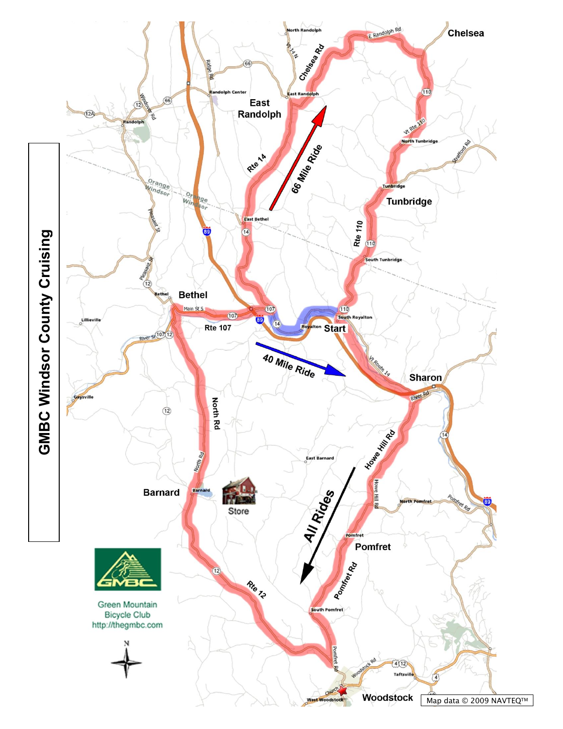# GMBC Windsor County Cruising

Chelsea

E Randolph Rd

North Randolph

Chelsea Rd

East Randolph

Randolph Center

Randolph

Rte 14

66 Mile Ride

North Tunbridge

Tunbridge

Rte 110

South Tunbridge

East Bethel

Orange
Windsor

Bethel

Main St S

Rte 107

Start

South Royalton

Royalton

Lillieville

River St

40 Mile Ride

Sharon

River Rd

Vt Route 14

Gaysville

North Rd

Howe Hill Rd

East Barnard

Barnard

Store

North Pomfret

Pomfret Rd

All Rides

Pomfret

Rte 12

South Pomfret

Woodstock Rd

Taftsville

West Woodstock

Woodstock

Church St

Map data © 2009 NAVTEQ™

Green Mountain Bicycle Club
http://thegmbc.com

N